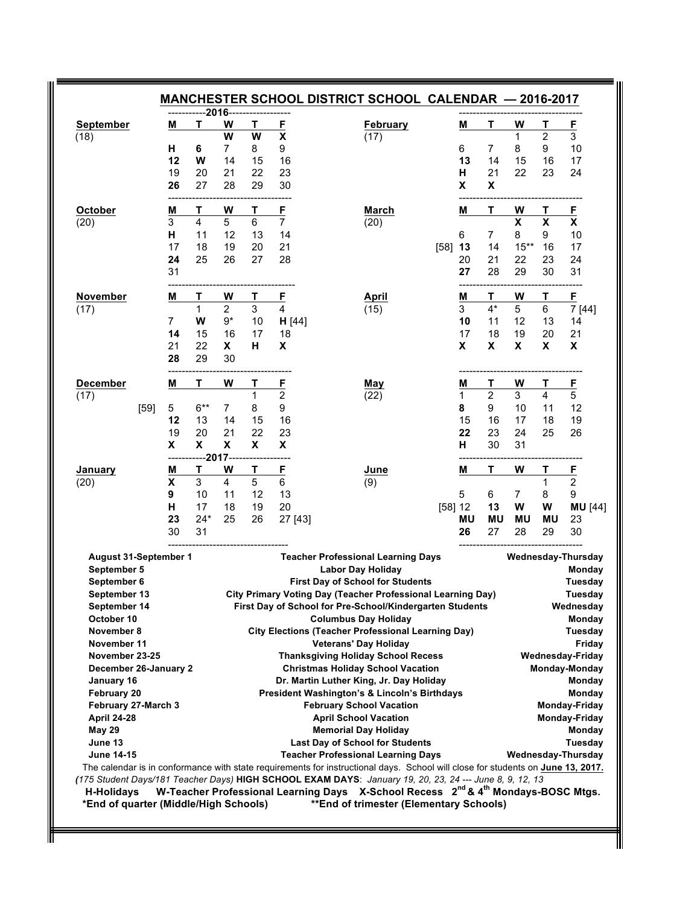# MANCHESTER SCHOOL DISTRICT SCHOOL CALENDAR — 2016-2017

**2016**

| September (18) | M | T | W | T | F |
|---|---|---|---|---|---|
| | | | W | W | X |
| | H | **6** | 7 | 8 | 9 |
| | **12** | W | 14 | 15 | 16 |
| | 19 | 20 | 21 | 22 | 23 |
| | **26** | 27 | 28 | 29 | 30 |

| October (20) | M | T | W | T | F |
|---|---|---|---|---|---|
| | 3 | 4 | 5 | 6 | 7 |
| | H | 11 | 12 | 13 | 14 |
| | 17 | 18 | 19 | 20 | 21 |
| | **24** | 25 | 26 | 27 | 28 |
| | 31 | | | | |

| November (17) | M | T | W | T | F |
|---|---|---|---|---|---|
| | | 1 | 2 | 3 | 4 |
| | 7 | W | 9* | 10 | H [44] |
| | **14** | 15 | 16 | 17 | 18 |
| | 21 | 22 | X | H | X |
| | **28** | 29 | 30 | | |

| December (17) | M | T | W | T | F |
|---|---|---|---|---|---|
| | | | | 1 | 2 |
| [59] | 5 | 6** | 7 | 8 | 9 |
| | **12** | 13 | 14 | 15 | 16 |
| | 19 | 20 | 21 | 22 | 23 |
| | X | X | X | X | X |

**2017**

| January (20) | M | T | W | T | F |
|---|---|---|---|---|---|
| | X | 3 | 4 | 5 | 6 |
| | **9** | 10 | 11 | 12 | 13 |
| | H | 17 | 18 | 19 | 20 |
| | **23** | 24* | 25 | 26 | 27 [43] |
| | 30 | 31 | | | |

| February (17) | M | T | W | T | F |
|---|---|---|---|---|---|
| | | | 1 | 2 | 3 |
| | 6 | 7 | 8 | 9 | 10 |
| | **13** | 14 | 15 | 16 | 17 |
| | H | 21 | 22 | 23 | 24 |
| | X | X | | | |

| March (20) | M | T | W | T | F |
|---|---|---|---|---|---|
| | | | X | X | X |
| | 6 | 7 | 8 | 9 | 10 |
| [58] | **13** | 14 | 15** | 16 | 17 |
| | 20 | 21 | 22 | 23 | 24 |
| | **27** | 28 | 29 | 30 | 31 |

| April (15) | M | T | W | T | F |
|---|---|---|---|---|---|
| | 3 | 4* | 5 | 6 | 7 [44] |
| | **10** | 11 | 12 | 13 | 14 |
| | 17 | 18 | 19 | 20 | 21 |
| | X | X | X | X | X |

| May (22) | M | T | W | T | F |
|---|---|---|---|---|---|
| | 1 | 2 | 3 | 4 | 5 |
| | **8** | 9 | 10 | 11 | 12 |
| | 15 | 16 | 17 | 18 | 19 |
| | **22** | 23 | 24 | 25 | 26 |
| | H | 30 | 31 | | |

| June (9) | M | T | W | T | F |
|---|---|---|---|---|---|
| | | | | 1 | 2 |
| | 5 | 6 | 7 | 8 | 9 |
| [58] | 12 | **13** | W | W | **MU** [44] |
| | **MU** | **MU** | **MU** | **MU** | 23 |
| | **26** | 27 | 28 | 29 | 30 |

| Date | Event | Day |
|---|---|---|
| **August 31-September 1** | **Teacher Professional Learning Days** | **Wednesday-Thursday** |
| **September 5** | **Labor Day Holiday** | **Monday** |
| **September 6** | **First Day of School for Students** | **Tuesday** |
| **September 13** | **City Primary Voting Day (Teacher Professional Learning Day)** | **Tuesday** |
| **September 14** | **First Day of School for Pre-School/Kindergarten Students** | **Wednesday** |
| **October 10** | **Columbus Day Holiday** | **Monday** |
| **November 8** | **City Elections (Teacher Professional Learning Day)** | **Tuesday** |
| **November 11** | **Veterans' Day Holiday** | **Friday** |
| **November 23-25** | **Thanksgiving Holiday School Recess** | **Wednesday-Friday** |
| **December 26-January 2** | **Christmas Holiday School Vacation** | **Monday-Monday** |
| **January 16** | **Dr. Martin Luther King, Jr. Day Holiday** | **Monday** |
| **February 20** | **President Washington's & Lincoln's Birthdays** | **Monday** |
| **February 27-March 3** | **February School Vacation** | **Monday-Friday** |
| **April 24-28** | **April School Vacation** | **Monday-Friday** |
| **May 29** | **Memorial Day Holiday** | **Monday** |
| **June 13** | **Last Day of School for Students** | **Tuesday** |
| **June 14-15** | **Teacher Professional Learning Days** | **Wednesday-Thursday** |

The calendar is in conformance with state requirements for instructional days. School will close for students on **June 13, 2017.**

*(175 Student Days/181 Teacher Days)* **HIGH SCHOOL EXAM DAYS**: *January 19, 20, 23, 24 --- June 8, 9, 12, 13*

**H-Holidays  W-Teacher Professional Learning Days  X-School Recess  2nd & 4th Mondays-BOSC Mtgs.**

**\*End of quarter (Middle/High Schools)  \*\*End of trimester (Elementary Schools)**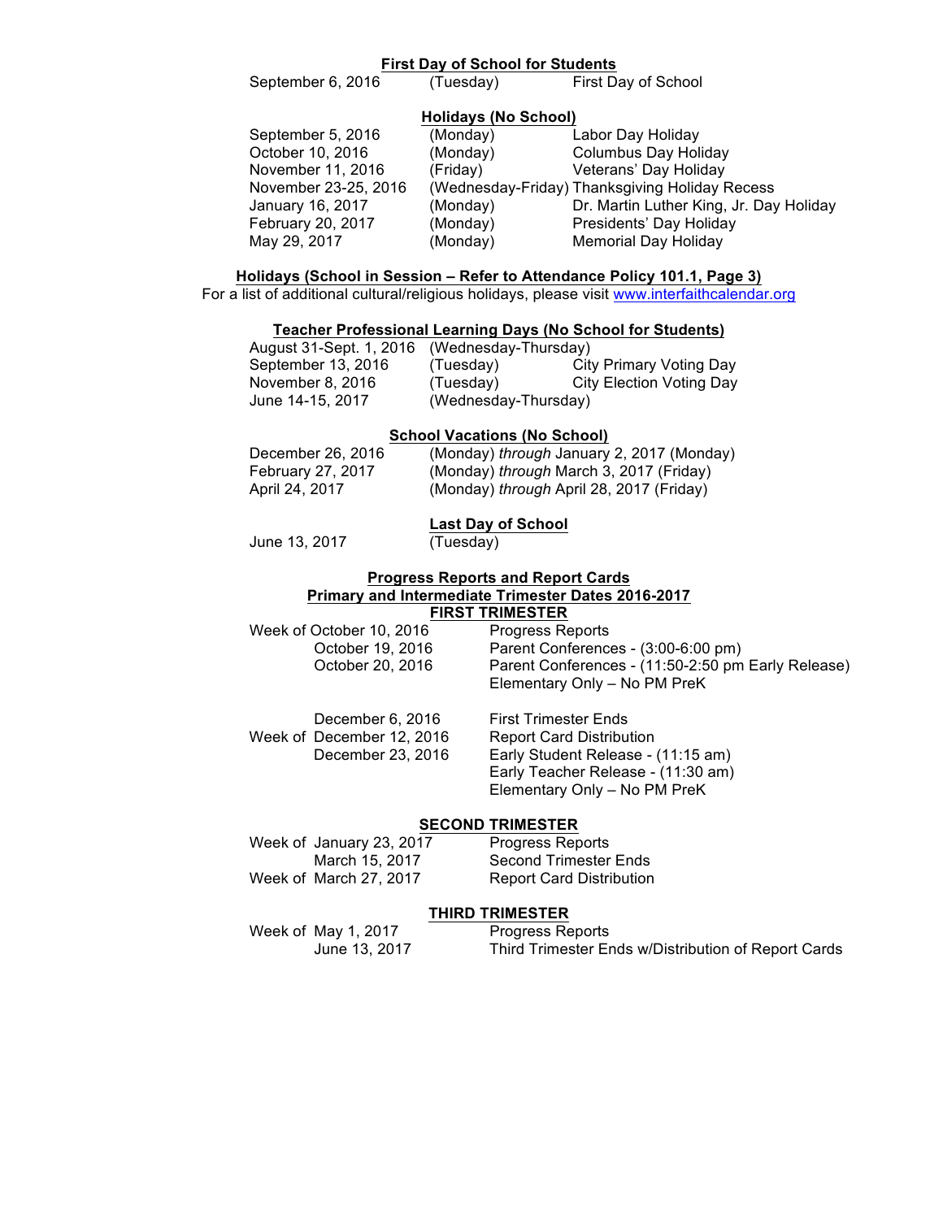## First Day of School for Students

| | | |
|---|---|---|
| September 6, 2016 | (Tuesday) | First Day of School |

## Holidays (No School)

| | | |
|---|---|---|
| September 5, 2016 | (Monday) | Labor Day Holiday |
| October 10, 2016 | (Monday) | Columbus Day Holiday |
| November 11, 2016 | (Friday) | Veterans' Day Holiday |
| November 23-25, 2016 | (Wednesday-Friday) | Thanksgiving Holiday Recess |
| January 16, 2017 | (Monday) | Dr. Martin Luther King, Jr. Day Holiday |
| February 20, 2017 | (Monday) | Presidents' Day Holiday |
| May 29, 2017 | (Monday) | Memorial Day Holiday |

## Holidays (School in Session – Refer to Attendance Policy 101.1, Page 3)

For a list of additional cultural/religious holidays, please visit www.interfaithcalendar.org

## Teacher Professional Learning Days (No School for Students)

| | | |
|---|---|---|
| August 31-Sept. 1, 2016 | (Wednesday-Thursday) | |
| September 13, 2016 | (Tuesday) | City Primary Voting Day |
| November 8, 2016 | (Tuesday) | City Election Voting Day |
| June 14-15, 2017 | (Wednesday-Thursday) | |

## School Vacations (No School)

| | |
|---|---|
| December 26, 2016 | (Monday) *through* January 2, 2017 (Monday) |
| February 27, 2017 | (Monday) *through* March 3, 2017 (Friday) |
| April 24, 2017 | (Monday) *through* April 28, 2017 (Friday) |

## Last Day of School

| | |
|---|---|
| June 13, 2017 | (Tuesday) |

## Progress Reports and Report Cards
## Primary and Intermediate Trimester Dates 2016-2017

### FIRST TRIMESTER

| | |
|---|---|
| Week of October 10, 2016 | Progress Reports |
| October 19, 2016 | Parent Conferences - (3:00-6:00 pm) |
| October 20, 2016 | Parent Conferences - (11:50-2:50 pm Early Release) Elementary Only – No PM PreK |
| December 6, 2016 | First Trimester Ends |
| Week of December 12, 2016 | Report Card Distribution |
| December 23, 2016 | Early Student Release - (11:15 am) Early Teacher Release - (11:30 am) Elementary Only – No PM PreK |

### SECOND TRIMESTER

| | |
|---|---|
| Week of January 23, 2017 | Progress Reports |
| March 15, 2017 | Second Trimester Ends |
| Week of March 27, 2017 | Report Card Distribution |

### THIRD TRIMESTER

| | |
|---|---|
| Week of May 1, 2017 | Progress Reports |
| June 13, 2017 | Third Trimester Ends w/Distribution of Report Cards |